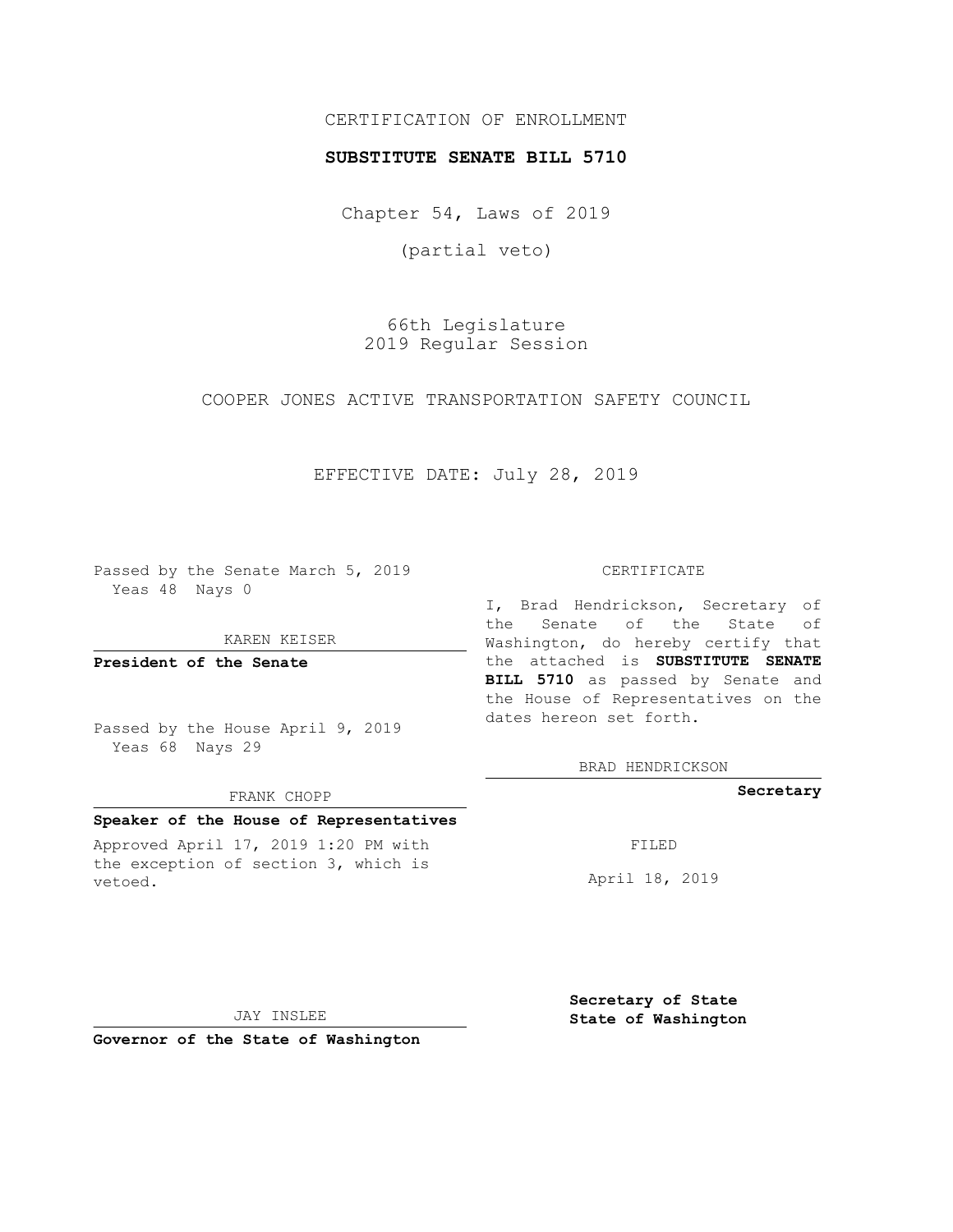CERTIFICATION OF ENROLLMENT

**SUBSTITUTE SENATE BILL 5710**

Chapter 54, Laws of 2019

(partial veto)

66th Legislature
2019 Regular Session

COOPER JONES ACTIVE TRANSPORTATION SAFETY COUNCIL

EFFECTIVE DATE: July 28, 2019

Passed by the Senate March 5, 2019
Yeas 48 Nays 0

KAREN KEISER

**President of the Senate**

Passed by the House April 9, 2019
Yeas 68 Nays 29

FRANK CHOPP

**Speaker of the House of Representatives**

Approved April 17, 2019 1:20 PM with the exception of section 3, which is vetoed.

JAY INSLEE

**Governor of the State of Washington**

CERTIFICATE

I, Brad Hendrickson, Secretary of the Senate of the State of Washington, do hereby certify that the attached is **SUBSTITUTE SENATE BILL 5710** as passed by Senate and the House of Representatives on the dates hereon set forth.

BRAD HENDRICKSON

**Secretary**

FILED

April 18, 2019

**Secretary of State**
**State of Washington**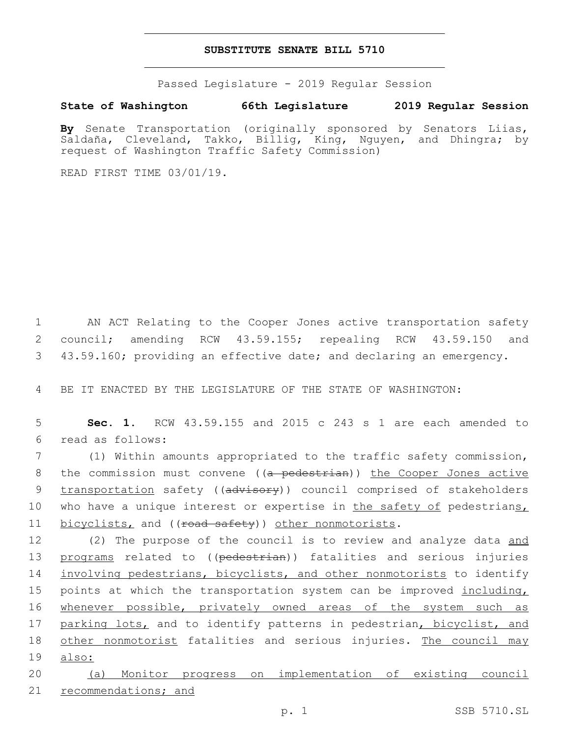# SUBSTITUTE SENATE BILL 5710

Passed Legislature - 2019 Regular Session

**State of Washington 66th Legislature 2019 Regular Session**

**By** Senate Transportation (originally sponsored by Senators Liias, Saldaña, Cleveland, Takko, Billig, King, Nguyen, and Dhingra; by request of Washington Traffic Safety Commission)

READ FIRST TIME 03/01/19.

1 AN ACT Relating to the Cooper Jones active transportation safety
2 council; amending RCW 43.59.155; repealing RCW 43.59.150 and
3 43.59.160; providing an effective date; and declaring an emergency.

4 BE IT ENACTED BY THE LEGISLATURE OF THE STATE OF WASHINGTON:

5 **Sec. 1.** RCW 43.59.155 and 2015 c 243 s 1 are each amended to
6 read as follows:

7 (1) Within amounts appropriated to the traffic safety commission,
8 the commission must convene ((~~a pedestrian~~)) <u>the Cooper Jones active</u>
9 <u>transportation</u> safety ((~~advisory~~)) council comprised of stakeholders
10 who have a unique interest or expertise in <u>the safety of</u> pedestrian<u>s,</u>
11 <u>bicyclists,</u> and ((~~road safety~~)) <u>other nonmotorists</u>.

12 (2) The purpose of the council is to review and analyze data <u>and</u>
13 <u>programs</u> related to ((~~pedestrian~~)) fatalities and serious injuries
14 <u>involving pedestrians, bicyclists, and other nonmotorists</u> to identify
15 points at which the transportation system can be improved <u>including,</u>
16 <u>whenever possible, privately owned areas of the system such as</u>
17 <u>parking lots,</u> and to identify patterns in pedestrian<u>, bicyclist, and</u>
18 <u>other nonmotorist</u> fatalities and serious injuries. <u>The council may</u>
19 <u>also:</u>

20 <u>(a) Monitor progress on implementation of existing council</u>
21 <u>recommendations; and</u>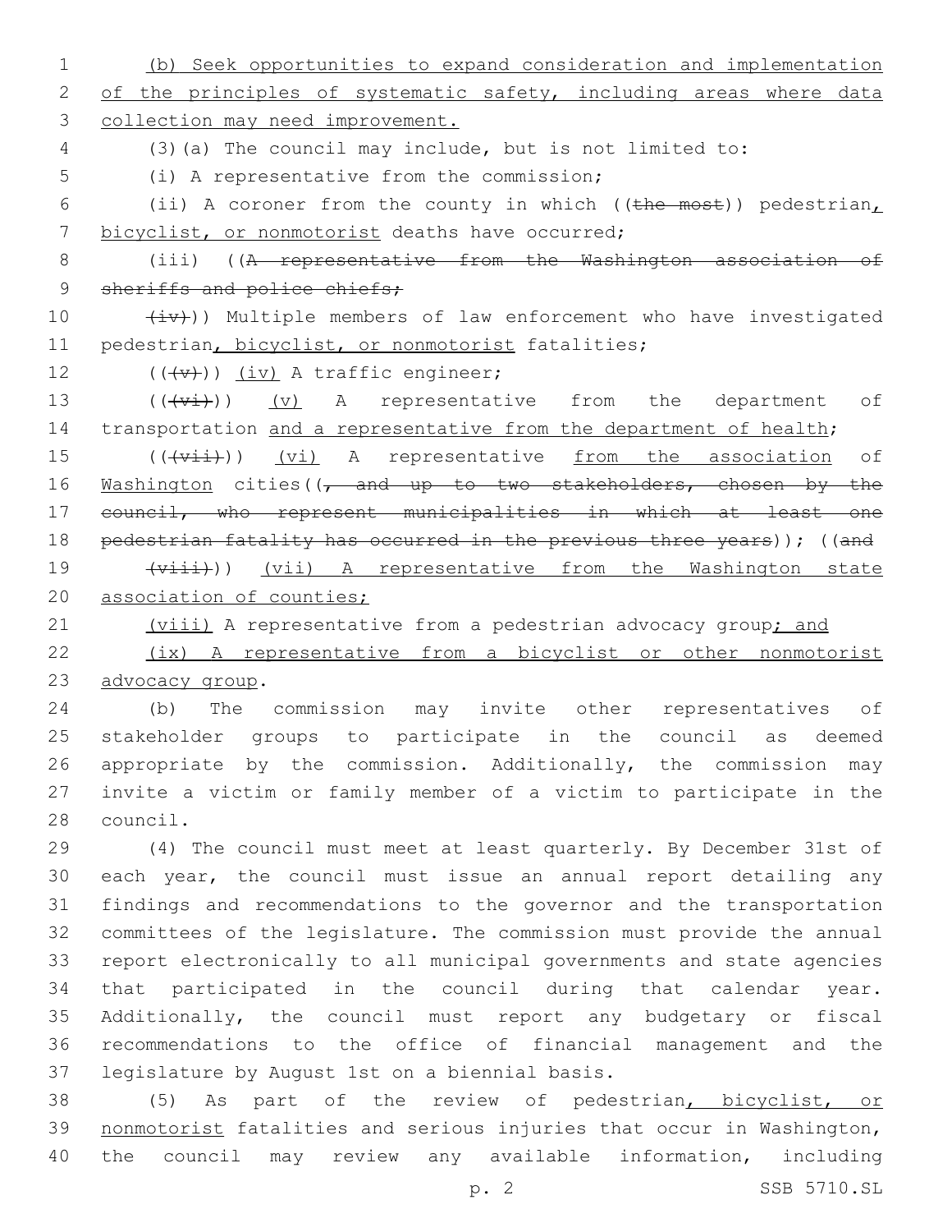(b) Seek opportunities to expand consideration and implementation of the principles of systematic safety, including areas where data collection may need improvement.

(3)(a) The council may include, but is not limited to:

(i) A representative from the commission;

(ii) A coroner from the county in which ((~~the most~~)) pedestrian, bicyclist, or nonmotorist deaths have occurred;

(iii) ((~~A representative from the Washington association of sheriffs and police chiefs;~~

~~(iv)~~)) Multiple members of law enforcement who have investigated pedestrian, bicyclist, or nonmotorist fatalities;

((~~(v)~~)) (iv) A traffic engineer;

((~~(vi)~~)) (v) A representative from the department of transportation and a representative from the department of health;

((~~(vii)~~)) (vi) A representative from the association of Washington cities((~~, and up to two stakeholders, chosen by the council, who represent municipalities in which at least one pedestrian fatality has occurred in the previous three years~~)); ((~~and~~

~~(viii)~~)) (vii) A representative from the Washington state association of counties;

(viii) A representative from a pedestrian advocacy group; and

(ix) A representative from a bicyclist or other nonmotorist advocacy group.

(b) The commission may invite other representatives of stakeholder groups to participate in the council as deemed appropriate by the commission. Additionally, the commission may invite a victim or family member of a victim to participate in the council.

(4) The council must meet at least quarterly. By December 31st of each year, the council must issue an annual report detailing any findings and recommendations to the governor and the transportation committees of the legislature. The commission must provide the annual report electronically to all municipal governments and state agencies that participated in the council during that calendar year. Additionally, the council must report any budgetary or fiscal recommendations to the office of financial management and the legislature by August 1st on a biennial basis.

(5) As part of the review of pedestrian, bicyclist, or nonmotorist fatalities and serious injuries that occur in Washington, the council may review any available information, including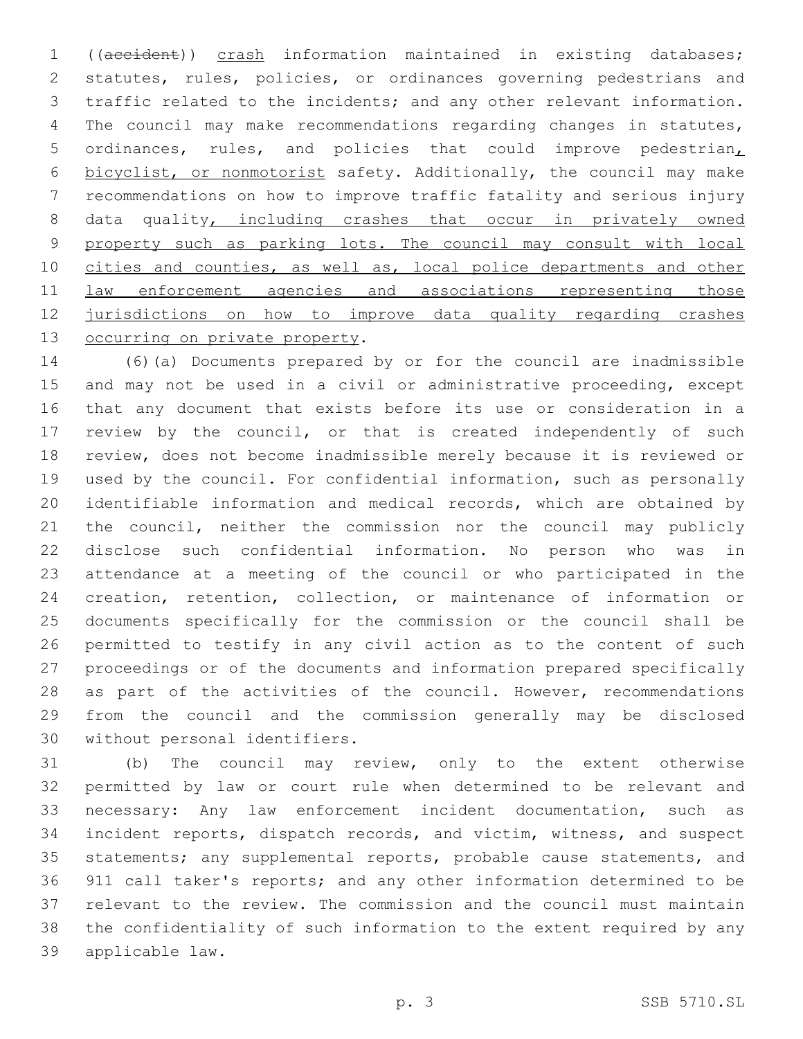((~~accident~~)) crash information maintained in existing databases; statutes, rules, policies, or ordinances governing pedestrians and traffic related to the incidents; and any other relevant information. The council may make recommendations regarding changes in statutes, ordinances, rules, and policies that could improve pedestrian, bicyclist, or nonmotorist safety. Additionally, the council may make recommendations on how to improve traffic fatality and serious injury data quality, including crashes that occur in privately owned property such as parking lots. The council may consult with local cities and counties, as well as, local police departments and other law enforcement agencies and associations representing those jurisdictions on how to improve data quality regarding crashes occurring on private property.

(6)(a) Documents prepared by or for the council are inadmissible and may not be used in a civil or administrative proceeding, except that any document that exists before its use or consideration in a review by the council, or that is created independently of such review, does not become inadmissible merely because it is reviewed or used by the council. For confidential information, such as personally identifiable information and medical records, which are obtained by the council, neither the commission nor the council may publicly disclose such confidential information. No person who was in attendance at a meeting of the council or who participated in the creation, retention, collection, or maintenance of information or documents specifically for the commission or the council shall be permitted to testify in any civil action as to the content of such proceedings or of the documents and information prepared specifically as part of the activities of the council. However, recommendations from the council and the commission generally may be disclosed without personal identifiers.

(b) The council may review, only to the extent otherwise permitted by law or court rule when determined to be relevant and necessary: Any law enforcement incident documentation, such as incident reports, dispatch records, and victim, witness, and suspect statements; any supplemental reports, probable cause statements, and 911 call taker's reports; and any other information determined to be relevant to the review. The commission and the council must maintain the confidentiality of such information to the extent required by any applicable law.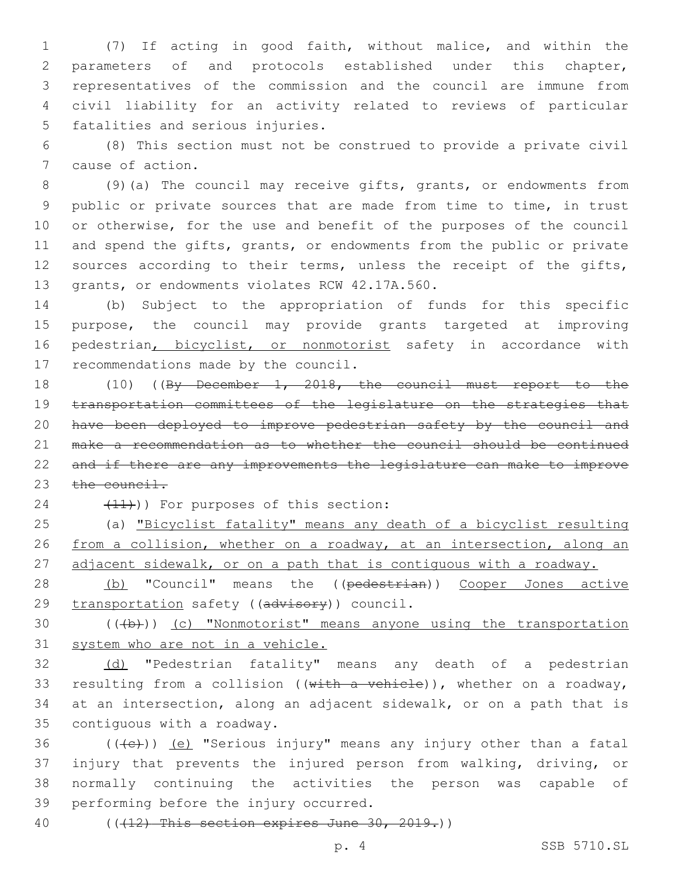(7) If acting in good faith, without malice, and within the parameters of and protocols established under this chapter, representatives of the commission and the council are immune from civil liability for an activity related to reviews of particular fatalities and serious injuries.

(8) This section must not be construed to provide a private civil cause of action.

(9)(a) The council may receive gifts, grants, or endowments from public or private sources that are made from time to time, in trust or otherwise, for the use and benefit of the purposes of the council and spend the gifts, grants, or endowments from the public or private sources according to their terms, unless the receipt of the gifts, grants, or endowments violates RCW 42.17A.560.

(b) Subject to the appropriation of funds for this specific purpose, the council may provide grants targeted at improving pedestrian<u>, bicyclist, or nonmotorist</u> safety in accordance with recommendations made by the council.

(10) ((~~By December 1, 2018, the council must report to the transportation committees of the legislature on the strategies that have been deployed to improve pedestrian safety by the council and make a recommendation as to whether the council should be continued and if there are any improvements the legislature can make to improve the council.~~

~~(11)~~)) For purposes of this section:

(a) <u>"Bicyclist fatality" means any death of a bicyclist resulting from a collision, whether on a roadway, at an intersection, along an adjacent sidewalk, or on a path that is contiguous with a roadway.</u>

<u>(b)</u> "Council" means the ((~~pedestrian~~)) <u>Cooper Jones active transportation</u> safety ((~~advisory~~)) council.

((~~(b)~~)) <u>(c) "Nonmotorist" means anyone using the transportation system who are not in a vehicle.</u>

<u>(d)</u> "Pedestrian fatality" means any death of a pedestrian resulting from a collision ((~~with a vehicle~~)), whether on a roadway, at an intersection, along an adjacent sidewalk, or on a path that is contiguous with a roadway.

((~~(c)~~)) <u>(e)</u> "Serious injury" means any injury other than a fatal injury that prevents the injured person from walking, driving, or normally continuing the activities the person was capable of performing before the injury occurred.

((~~(12) This section expires June 30, 2019.~~))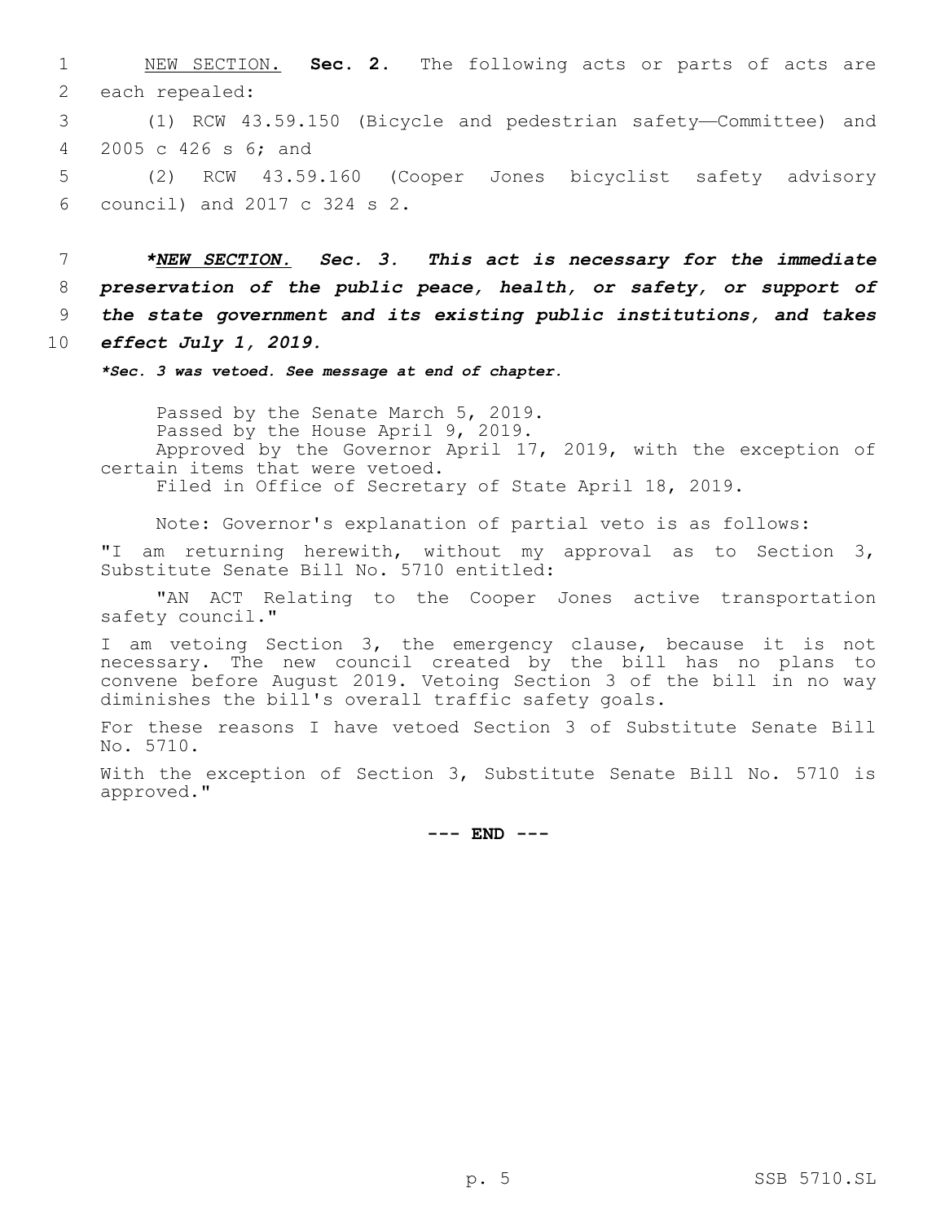NEW SECTION. **Sec. 2.** The following acts or parts of acts are each repealed:

(1) RCW 43.59.150 (Bicycle and pedestrian safety—Committee) and 2005 c 426 s 6; and

(2) RCW 43.59.160 (Cooper Jones bicyclist safety advisory council) and 2017 c 324 s 2.

***NEW SECTION.* *Sec. 3. This act is necessary for the immediate preservation of the public peace, health, or safety, or support of the state government and its existing public institutions, and takes effect July 1, 2019.***

***Sec. 3 was vetoed. See message at end of chapter.***

Passed by the Senate March 5, 2019.
Passed by the House April 9, 2019.
Approved by the Governor April 17, 2019, with the exception of certain items that were vetoed.
Filed in Office of Secretary of State April 18, 2019.

Note: Governor's explanation of partial veto is as follows:

"I am returning herewith, without my approval as to Section 3, Substitute Senate Bill No. 5710 entitled:

"AN ACT Relating to the Cooper Jones active transportation safety council."

I am vetoing Section 3, the emergency clause, because it is not necessary. The new council created by the bill has no plans to convene before August 2019. Vetoing Section 3 of the bill in no way diminishes the bill's overall traffic safety goals.

For these reasons I have vetoed Section 3 of Substitute Senate Bill No. 5710.

With the exception of Section 3, Substitute Senate Bill No. 5710 is approved."

**--- END ---**